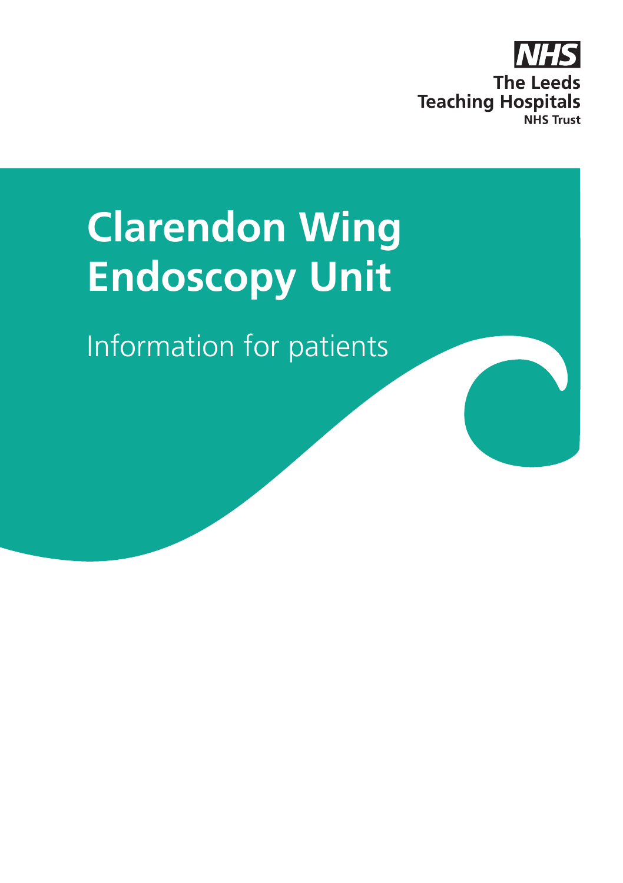NHS
The Leeds
Teaching Hospitals
NHS Trust

# Clarendon Wing Endoscopy Unit

Information for patients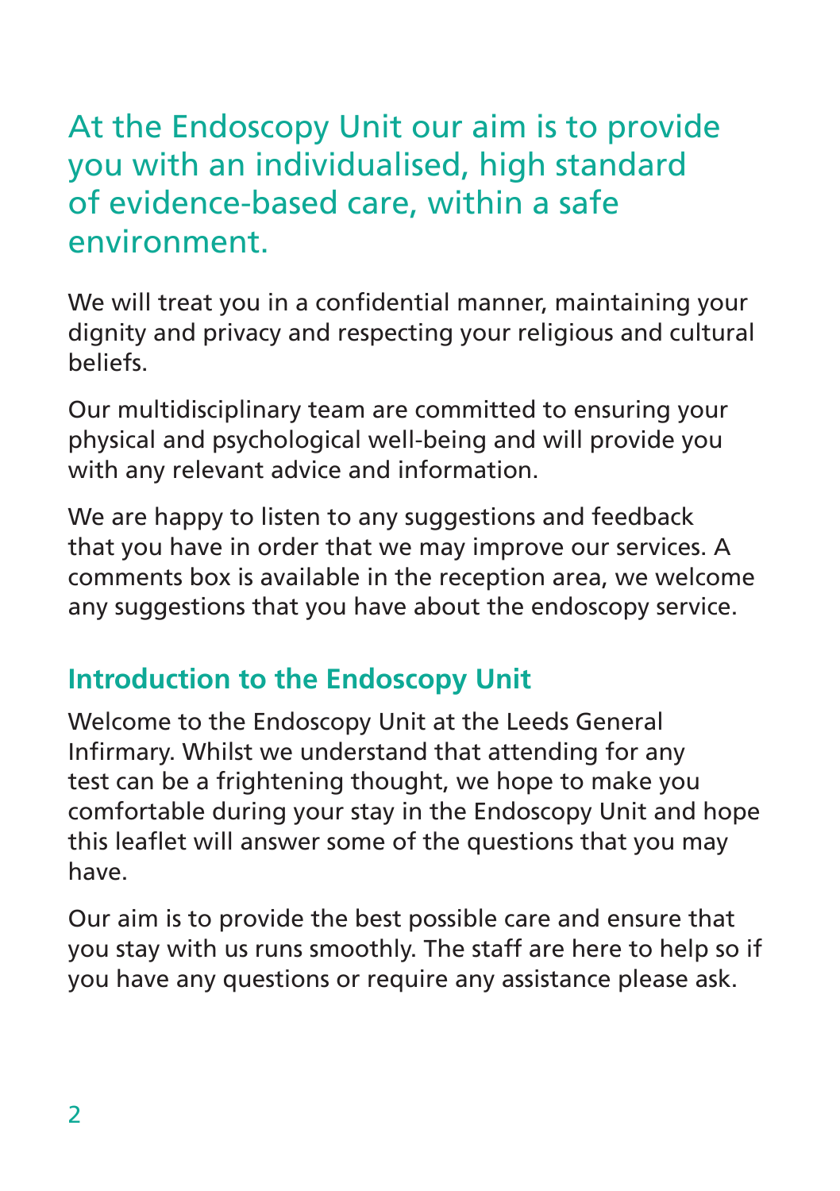## At the Endoscopy Unit our aim is to provide you with an individualised, high standard of evidence-based care, within a safe environment.

We will treat you in a confidential manner, maintaining your dignity and privacy and respecting your religious and cultural beliefs.

Our multidisciplinary team are committed to ensuring your physical and psychological well-being and will provide you with any relevant advice and information.

We are happy to listen to any suggestions and feedback that you have in order that we may improve our services. A comments box is available in the reception area, we welcome any suggestions that you have about the endoscopy service.

### Introduction to the Endoscopy Unit

Welcome to the Endoscopy Unit at the Leeds General Infirmary. Whilst we understand that attending for any test can be a frightening thought, we hope to make you comfortable during your stay in the Endoscopy Unit and hope this leaflet will answer some of the questions that you may have.

Our aim is to provide the best possible care and ensure that you stay with us runs smoothly. The staff are here to help so if you have any questions or require any assistance please ask.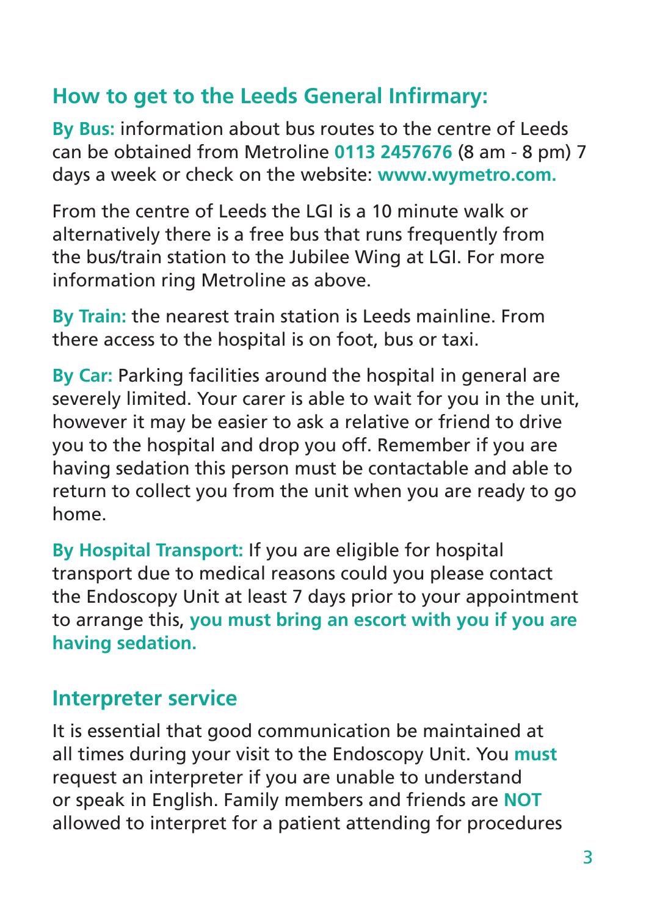## How to get to the Leeds General Infirmary:

**By Bus:** information about bus routes to the centre of Leeds can be obtained from Metroline **0113 2457676** (8 am - 8 pm) 7 days a week or check on the website: **www.wymetro.com.**

From the centre of Leeds the LGI is a 10 minute walk or alternatively there is a free bus that runs frequently from the bus/train station to the Jubilee Wing at LGI. For more information ring Metroline as above.

**By Train:** the nearest train station is Leeds mainline. From there access to the hospital is on foot, bus or taxi.

**By Car:** Parking facilities around the hospital in general are severely limited. Your carer is able to wait for you in the unit, however it may be easier to ask a relative or friend to drive you to the hospital and drop you off. Remember if you are having sedation this person must be contactable and able to return to collect you from the unit when you are ready to go home.

**By Hospital Transport:** If you are eligible for hospital transport due to medical reasons could you please contact the Endoscopy Unit at least 7 days prior to your appointment to arrange this, **you must bring an escort with you if you are having sedation.**

## Interpreter service

It is essential that good communication be maintained at all times during your visit to the Endoscopy Unit. You **must** request an interpreter if you are unable to understand or speak in English. Family members and friends are **NOT** allowed to interpret for a patient attending for procedures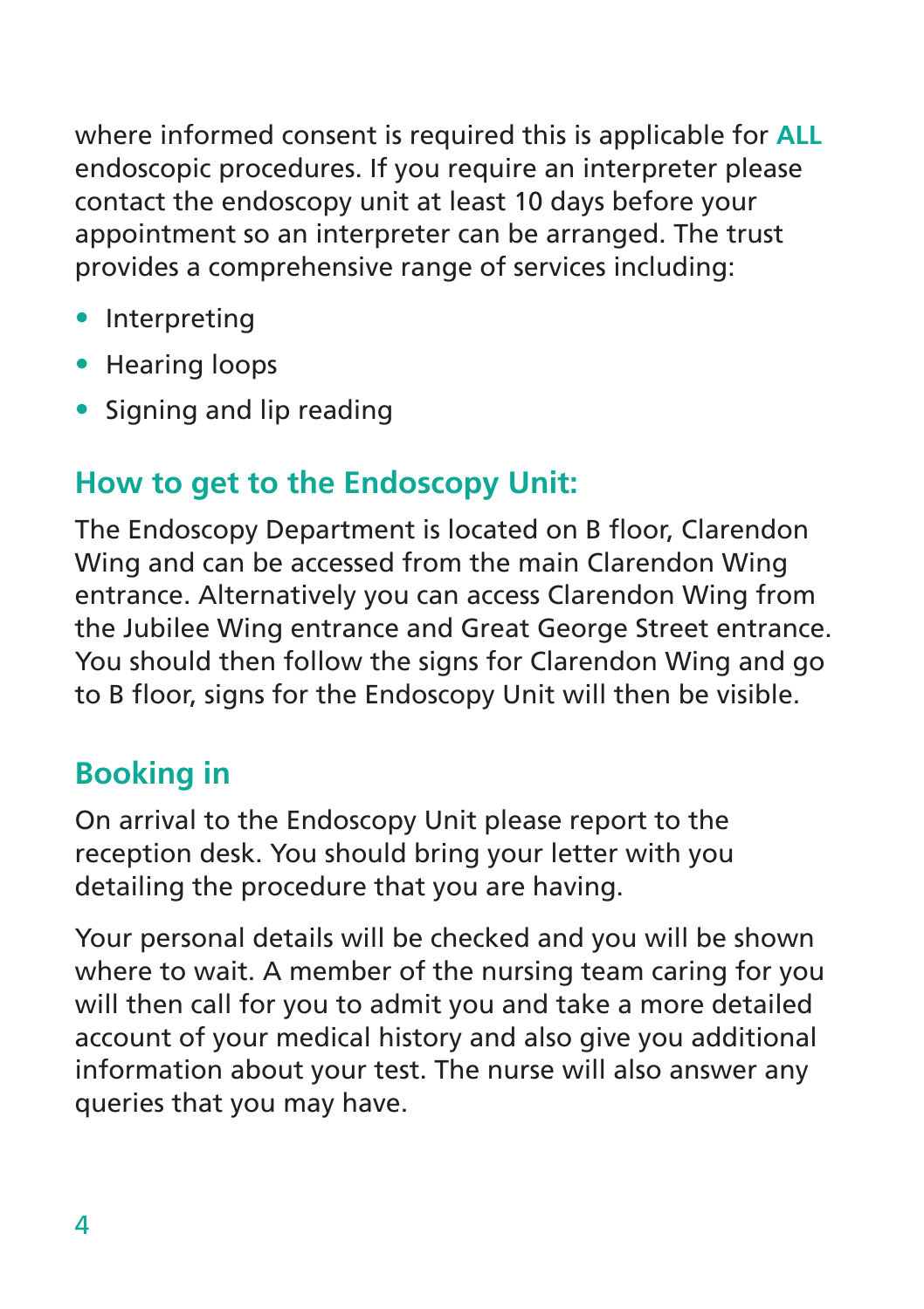where informed consent is required this is applicable for **ALL** endoscopic procedures. If you require an interpreter please contact the endoscopy unit at least 10 days before your appointment so an interpreter can be arranged. The trust provides a comprehensive range of services including:

- Interpreting
- Hearing loops
- Signing and lip reading

## How to get to the Endoscopy Unit:

The Endoscopy Department is located on B floor, Clarendon Wing and can be accessed from the main Clarendon Wing entrance. Alternatively you can access Clarendon Wing from the Jubilee Wing entrance and Great George Street entrance. You should then follow the signs for Clarendon Wing and go to B floor, signs for the Endoscopy Unit will then be visible.

## Booking in

On arrival to the Endoscopy Unit please report to the reception desk. You should bring your letter with you detailing the procedure that you are having.

Your personal details will be checked and you will be shown where to wait. A member of the nursing team caring for you will then call for you to admit you and take a more detailed account of your medical history and also give you additional information about your test. The nurse will also answer any queries that you may have.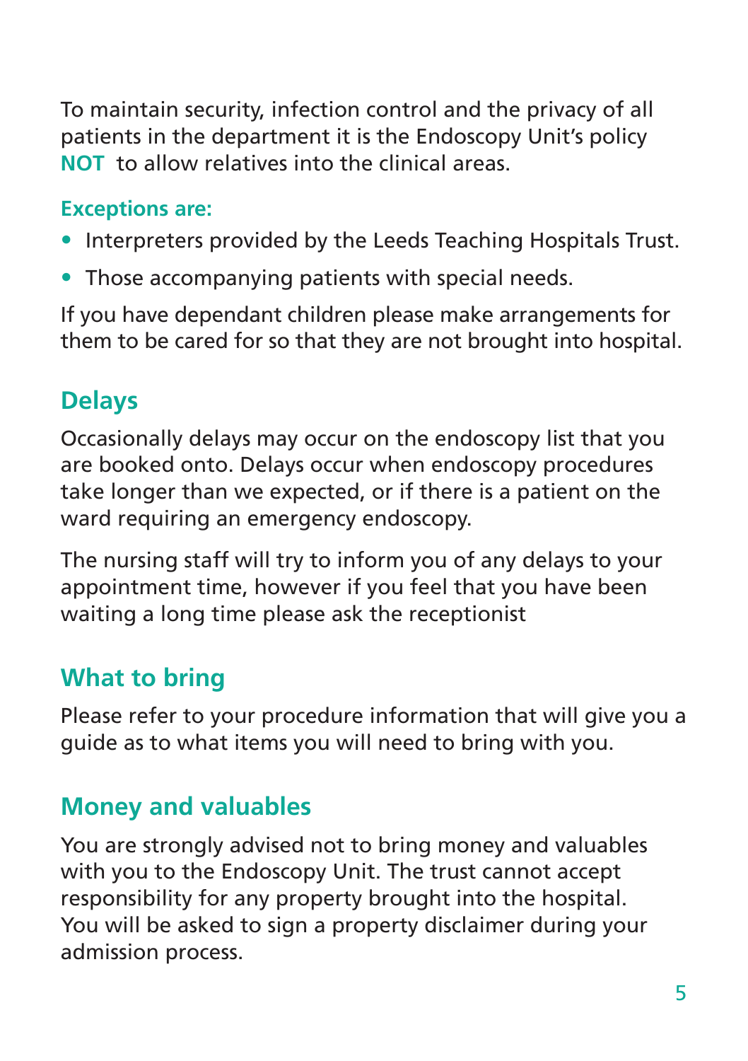To maintain security, infection control and the privacy of all patients in the department it is the Endoscopy Unit's policy **NOT** to allow relatives into the clinical areas.

**Exceptions are:**

- Interpreters provided by the Leeds Teaching Hospitals Trust.
- Those accompanying patients with special needs.

If you have dependant children please make arrangements for them to be cared for so that they are not brought into hospital.

## Delays

Occasionally delays may occur on the endoscopy list that you are booked onto. Delays occur when endoscopy procedures take longer than we expected, or if there is a patient on the ward requiring an emergency endoscopy.

The nursing staff will try to inform you of any delays to your appointment time, however if you feel that you have been waiting a long time please ask the receptionist

## What to bring

Please refer to your procedure information that will give you a guide as to what items you will need to bring with you.

## Money and valuables

You are strongly advised not to bring money and valuables with you to the Endoscopy Unit. The trust cannot accept responsibility for any property brought into the hospital. You will be asked to sign a property disclaimer during your admission process.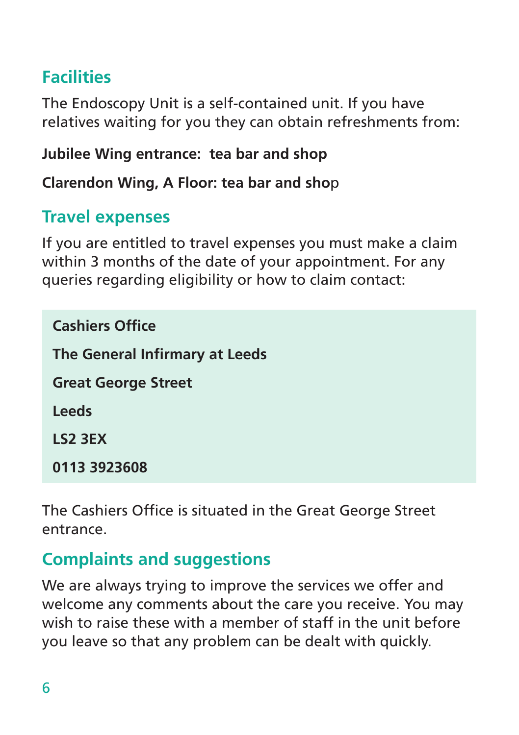## Facilities

The Endoscopy Unit is a self-contained unit. If you have relatives waiting for you they can obtain refreshments from:

**Jubilee Wing entrance: tea bar and shop**

**Clarendon Wing, A Floor: tea bar and shop**

## Travel expenses

If you are entitled to travel expenses you must make a claim within 3 months of the date of your appointment. For any queries regarding eligibility or how to claim contact:

**Cashiers Office**

**The General Infirmary at Leeds**

**Great George Street**

**Leeds**

**LS2 3EX**

**0113 3923608**

The Cashiers Office is situated in the Great George Street entrance.

## Complaints and suggestions

We are always trying to improve the services we offer and welcome any comments about the care you receive. You may wish to raise these with a member of staff in the unit before you leave so that any problem can be dealt with quickly.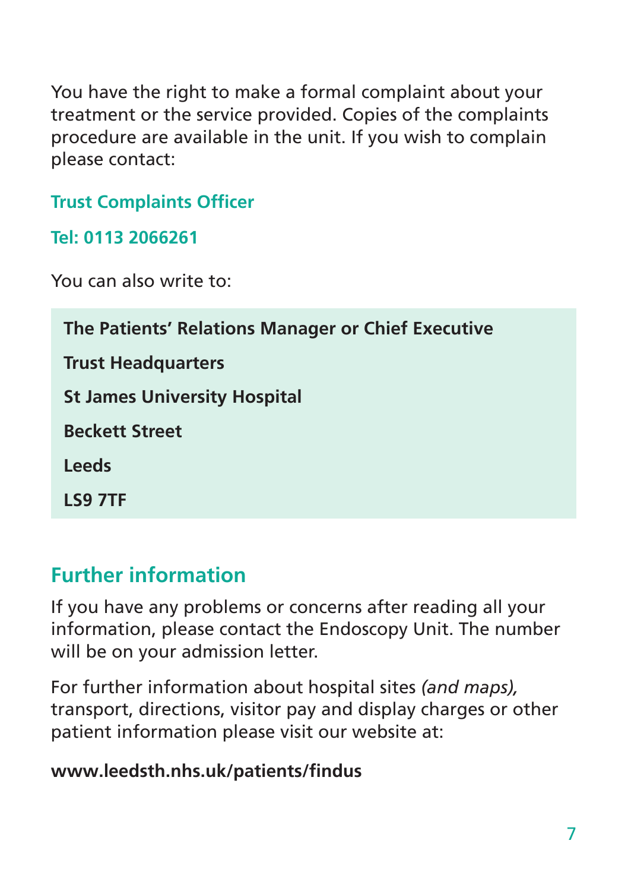You have the right to make a formal complaint about your treatment or the service provided. Copies of the complaints procedure are available in the unit. If you wish to complain please contact:

**Trust Complaints Officer**

**Tel: 0113 2066261**

You can also write to:

**The Patients' Relations Manager or Chief Executive**

**Trust Headquarters**

**St James University Hospital**

**Beckett Street**

**Leeds**

**LS9 7TF**

## Further information

If you have any problems or concerns after reading all your information, please contact the Endoscopy Unit. The number will be on your admission letter.

For further information about hospital sites *(and maps),* transport, directions, visitor pay and display charges or other patient information please visit our website at:

**www.leedsth.nhs.uk/patients/findus**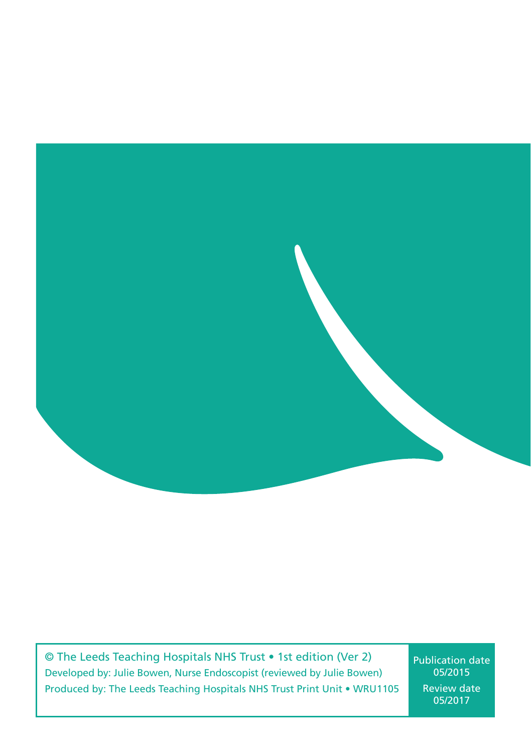© The Leeds Teaching Hospitals NHS Trust • 1st edition (Ver 2)
Developed by: Julie Bowen, Nurse Endoscopist (reviewed by Julie Bowen)
Produced by: The Leeds Teaching Hospitals NHS Trust Print Unit • WRU1105

Publication date
05/2015
Review date
05/2017